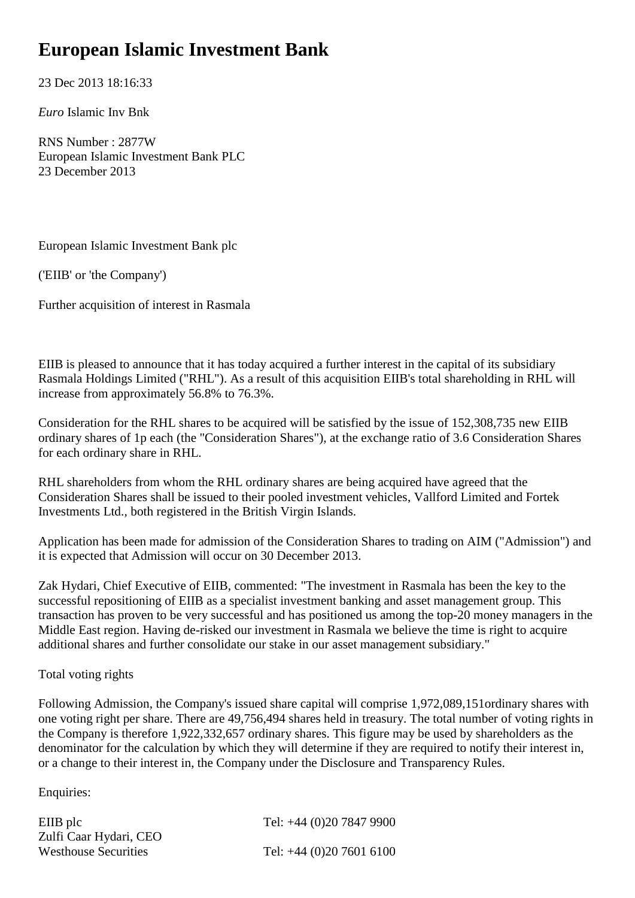# European Islamic Investment Bank

23 Dec 2013 18:16:33

*Euro* Islamic Inv Bnk

RNS Number : 2877W
European Islamic Investment Bank PLC
23 December 2013

European Islamic Investment Bank plc

('EIIB' or 'the Company')

Further acquisition of interest in Rasmala

EIIB is pleased to announce that it has today acquired a further interest in the capital of its subsidiary Rasmala Holdings Limited ("RHL"). As a result of this acquisition EIIB's total shareholding in RHL will increase from approximately 56.8% to 76.3%.

Consideration for the RHL shares to be acquired will be satisfied by the issue of 152,308,735 new EIIB ordinary shares of 1p each (the "Consideration Shares"), at the exchange ratio of 3.6 Consideration Shares for each ordinary share in RHL.

RHL shareholders from whom the RHL ordinary shares are being acquired have agreed that the Consideration Shares shall be issued to their pooled investment vehicles, Vallford Limited and Fortek Investments Ltd., both registered in the British Virgin Islands.

Application has been made for admission of the Consideration Shares to trading on AIM ("Admission") and it is expected that Admission will occur on 30 December 2013.

Zak Hydari, Chief Executive of EIIB, commented: "The investment in Rasmala has been the key to the successful repositioning of EIIB as a specialist investment banking and asset management group. This transaction has proven to be very successful and has positioned us among the top-20 money managers in the Middle East region. Having de-risked our investment in Rasmala we believe the time is right to acquire additional shares and further consolidate our stake in our asset management subsidiary."

Total voting rights

Following Admission, the Company's issued share capital will comprise 1,972,089,151ordinary shares with one voting right per share. There are 49,756,494 shares held in treasury. The total number of voting rights in the Company is therefore 1,922,332,657 ordinary shares. This figure may be used by shareholders as the denominator for the calculation by which they will determine if they are required to notify their interest in, or a change to their interest in, the Company under the Disclosure and Transparency Rules.

Enquiries:

| | |
|---|---|
| EIIB plc | Tel: +44 (0)20 7847 9900 |
| Zulfi Caar Hydari, CEO | |
| Westhouse Securities | Tel: +44 (0)20 7601 6100 |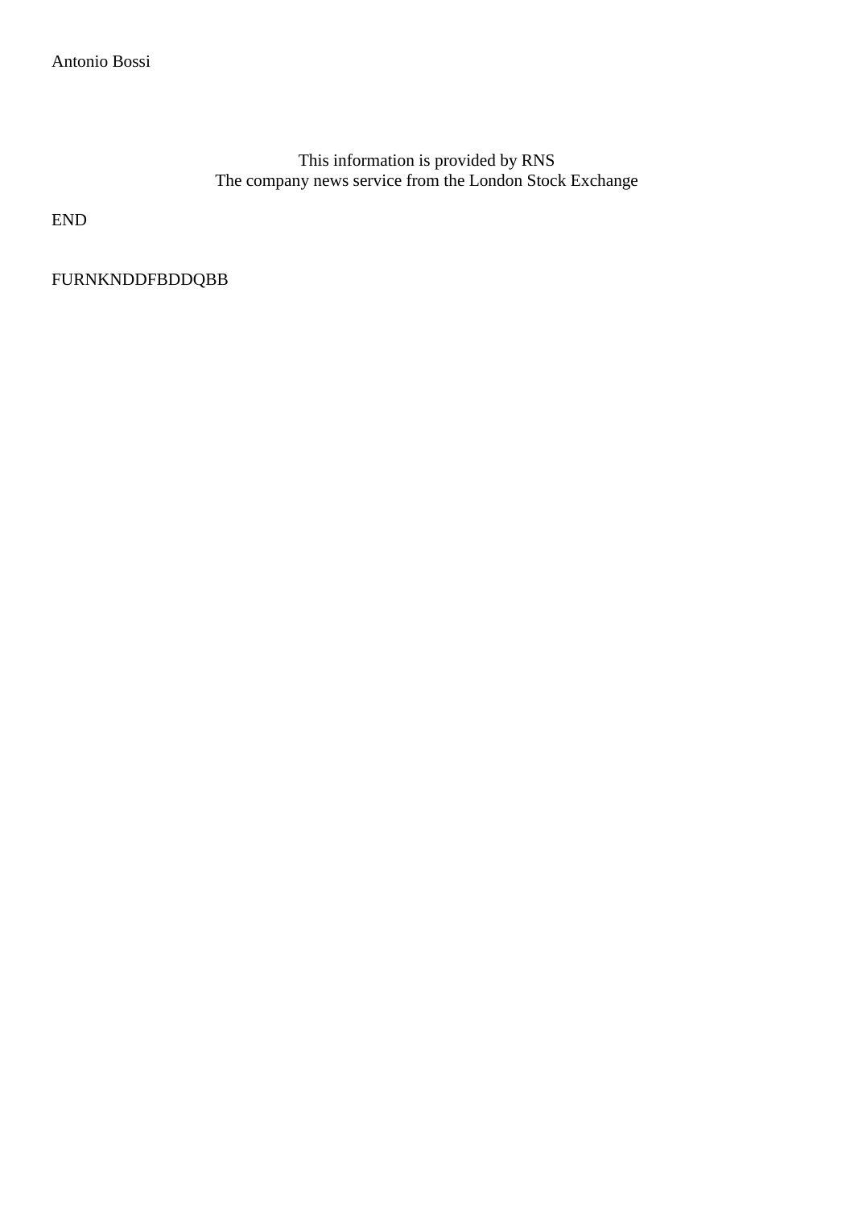Antonio Bossi

This information is provided by RNS
The company news service from the London Stock Exchange

END

FURNKNDDFBDDQBB